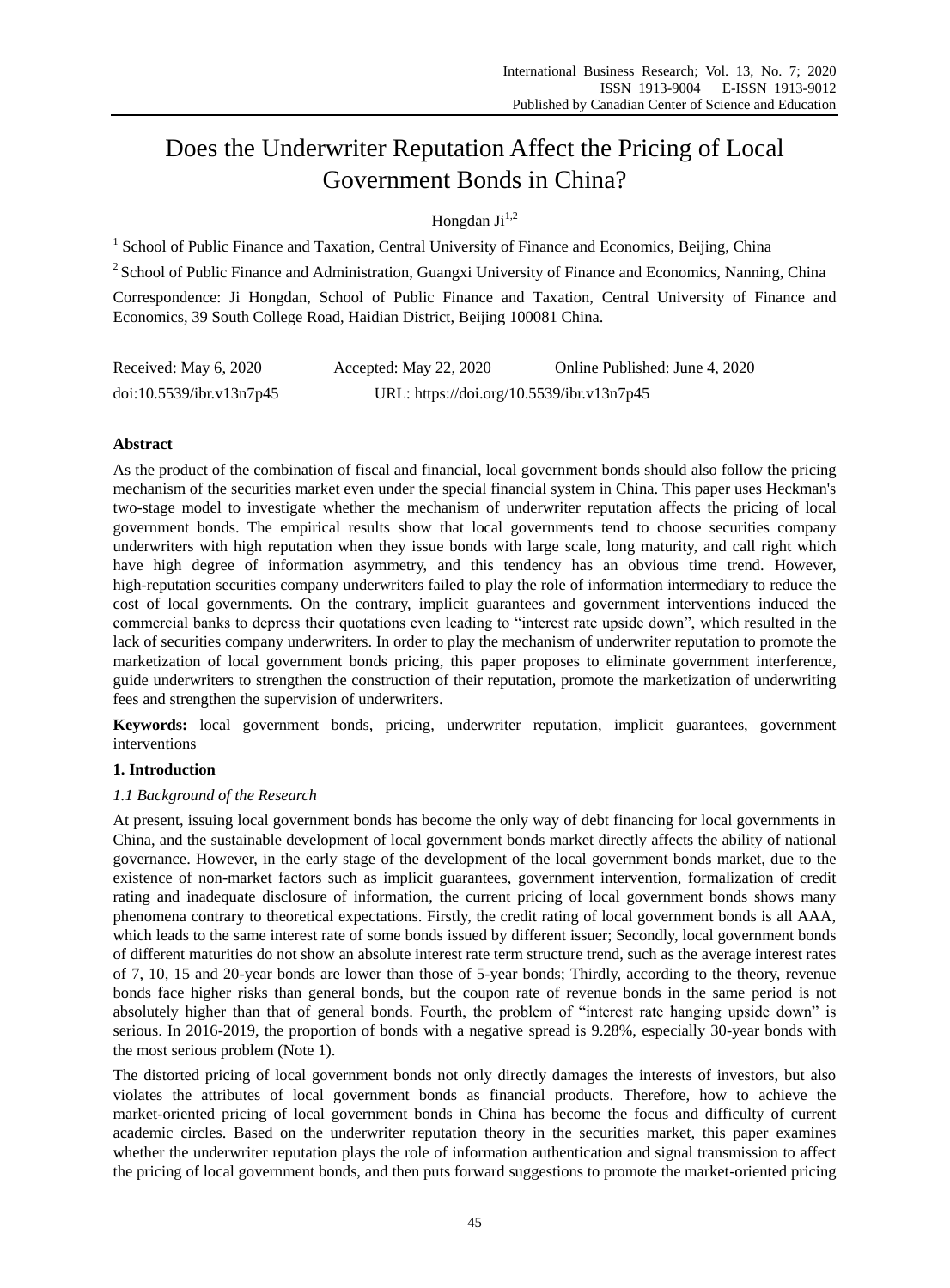# Does the Underwriter Reputation Affect the Pricing of Local Government Bonds in China?

Hongdan Ji[1,2]

[1] School of Public Finance and Taxation, Central University of Finance and Economics, Beijing, China

[2] School of Public Finance and Administration, Guangxi University of Finance and Economics, Nanning, China

Correspondence: Ji Hongdan, School of Public Finance and Taxation, Central University of Finance and Economics, 39 South College Road, Haidian District, Beijing 100081 China.

Received: May 6, 2020 Accepted: May 22, 2020 Online Published: June 4, 2020

doi:10.5539/ibr.v13n7p45 URL: https://doi.org/10.5539/ibr.v13n7p45

## Abstract

As the product of the combination of fiscal and financial, local government bonds should also follow the pricing mechanism of the securities market even under the special financial system in China. This paper uses Heckman's two-stage model to investigate whether the mechanism of underwriter reputation affects the pricing of local government bonds. The empirical results show that local governments tend to choose securities company underwriters with high reputation when they issue bonds with large scale, long maturity, and call right which have high degree of information asymmetry, and this tendency has an obvious time trend. However, high-reputation securities company underwriters failed to play the role of information intermediary to reduce the cost of local governments. On the contrary, implicit guarantees and government interventions induced the commercial banks to depress their quotations even leading to "interest rate upside down", which resulted in the lack of securities company underwriters. In order to play the mechanism of underwriter reputation to promote the marketization of local government bonds pricing, this paper proposes to eliminate government interference, guide underwriters to strengthen the construction of their reputation, promote the marketization of underwriting fees and strengthen the supervision of underwriters.

**Keywords:** local government bonds, pricing, underwriter reputation, implicit guarantees, government interventions

## 1. Introduction

### 1.1 Background of the Research

At present, issuing local government bonds has become the only way of debt financing for local governments in China, and the sustainable development of local government bonds market directly affects the ability of national governance. However, in the early stage of the development of the local government bonds market, due to the existence of non-market factors such as implicit guarantees, government intervention, formalization of credit rating and inadequate disclosure of information, the current pricing of local government bonds shows many phenomena contrary to theoretical expectations. Firstly, the credit rating of local government bonds is all AAA, which leads to the same interest rate of some bonds issued by different issuer; Secondly, local government bonds of different maturities do not show an absolute interest rate term structure trend, such as the average interest rates of 7, 10, 15 and 20-year bonds are lower than those of 5-year bonds; Thirdly, according to the theory, revenue bonds face higher risks than general bonds, but the coupon rate of revenue bonds in the same period is not absolutely higher than that of general bonds. Fourth, the problem of "interest rate hanging upside down" is serious. In 2016-2019, the proportion of bonds with a negative spread is 9.28%, especially 30-year bonds with the most serious problem (Note 1).

The distorted pricing of local government bonds not only directly damages the interests of investors, but also violates the attributes of local government bonds as financial products. Therefore, how to achieve the market-oriented pricing of local government bonds in China has become the focus and difficulty of current academic circles. Based on the underwriter reputation theory in the securities market, this paper examines whether the underwriter reputation plays the role of information authentication and signal transmission to affect the pricing of local government bonds, and then puts forward suggestions to promote the market-oriented pricing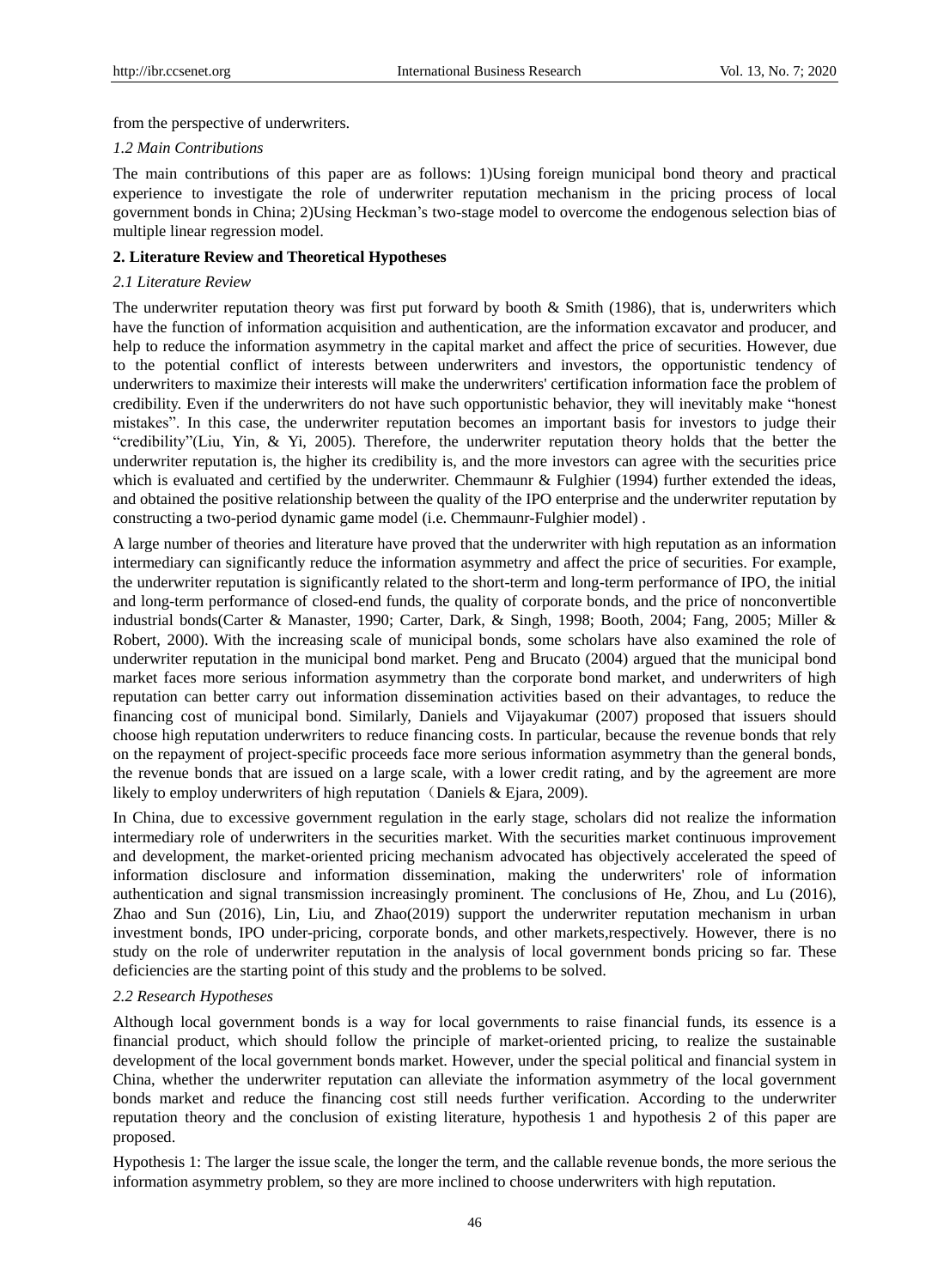from the perspective of underwriters.

### *1.2 Main Contributions*

The main contributions of this paper are as follows: 1)Using foreign municipal bond theory and practical experience to investigate the role of underwriter reputation mechanism in the pricing process of local government bonds in China; 2)Using Heckman's two-stage model to overcome the endogenous selection bias of multiple linear regression model.

## **2. Literature Review and Theoretical Hypotheses**

### *2.1 Literature Review*

The underwriter reputation theory was first put forward by booth & Smith (1986), that is, underwriters which have the function of information acquisition and authentication, are the information excavator and producer, and help to reduce the information asymmetry in the capital market and affect the price of securities. However, due to the potential conflict of interests between underwriters and investors, the opportunistic tendency of underwriters to maximize their interests will make the underwriters' certification information face the problem of credibility. Even if the underwriters do not have such opportunistic behavior, they will inevitably make "honest mistakes". In this case, the underwriter reputation becomes an important basis for investors to judge their "credibility"(Liu, Yin, & Yi, 2005). Therefore, the underwriter reputation theory holds that the better the underwriter reputation is, the higher its credibility is, and the more investors can agree with the securities price which is evaluated and certified by the underwriter. Chemmaunr & Fulghier (1994) further extended the ideas, and obtained the positive relationship between the quality of the IPO enterprise and the underwriter reputation by constructing a two-period dynamic game model (i.e. Chemmaunr-Fulghier model) .

A large number of theories and literature have proved that the underwriter with high reputation as an information intermediary can significantly reduce the information asymmetry and affect the price of securities. For example, the underwriter reputation is significantly related to the short-term and long-term performance of IPO, the initial and long-term performance of closed-end funds, the quality of corporate bonds, and the price of nonconvertible industrial bonds(Carter & Manaster, 1990; Carter, Dark, & Singh, 1998; Booth, 2004; Fang, 2005; Miller & Robert, 2000). With the increasing scale of municipal bonds, some scholars have also examined the role of underwriter reputation in the municipal bond market. Peng and Brucato (2004) argued that the municipal bond market faces more serious information asymmetry than the corporate bond market, and underwriters of high reputation can better carry out information dissemination activities based on their advantages, to reduce the financing cost of municipal bond. Similarly, Daniels and Vijayakumar (2007) proposed that issuers should choose high reputation underwriters to reduce financing costs. In particular, because the revenue bonds that rely on the repayment of project-specific proceeds face more serious information asymmetry than the general bonds, the revenue bonds that are issued on a large scale, with a lower credit rating, and by the agreement are more likely to employ underwriters of high reputation（Daniels & Ejara, 2009).

In China, due to excessive government regulation in the early stage, scholars did not realize the information intermediary role of underwriters in the securities market. With the securities market continuous improvement and development, the market-oriented pricing mechanism advocated has objectively accelerated the speed of information disclosure and information dissemination, making the underwriters' role of information authentication and signal transmission increasingly prominent. The conclusions of He, Zhou, and Lu (2016), Zhao and Sun (2016), Lin, Liu, and Zhao(2019) support the underwriter reputation mechanism in urban investment bonds, IPO under-pricing, corporate bonds, and other markets,respectively. However, there is no study on the role of underwriter reputation in the analysis of local government bonds pricing so far. These deficiencies are the starting point of this study and the problems to be solved.

### *2.2 Research Hypotheses*

Although local government bonds is a way for local governments to raise financial funds, its essence is a financial product, which should follow the principle of market-oriented pricing, to realize the sustainable development of the local government bonds market. However, under the special political and financial system in China, whether the underwriter reputation can alleviate the information asymmetry of the local government bonds market and reduce the financing cost still needs further verification. According to the underwriter reputation theory and the conclusion of existing literature, hypothesis 1 and hypothesis 2 of this paper are proposed.

Hypothesis 1: The larger the issue scale, the longer the term, and the callable revenue bonds, the more serious the information asymmetry problem, so they are more inclined to choose underwriters with high reputation.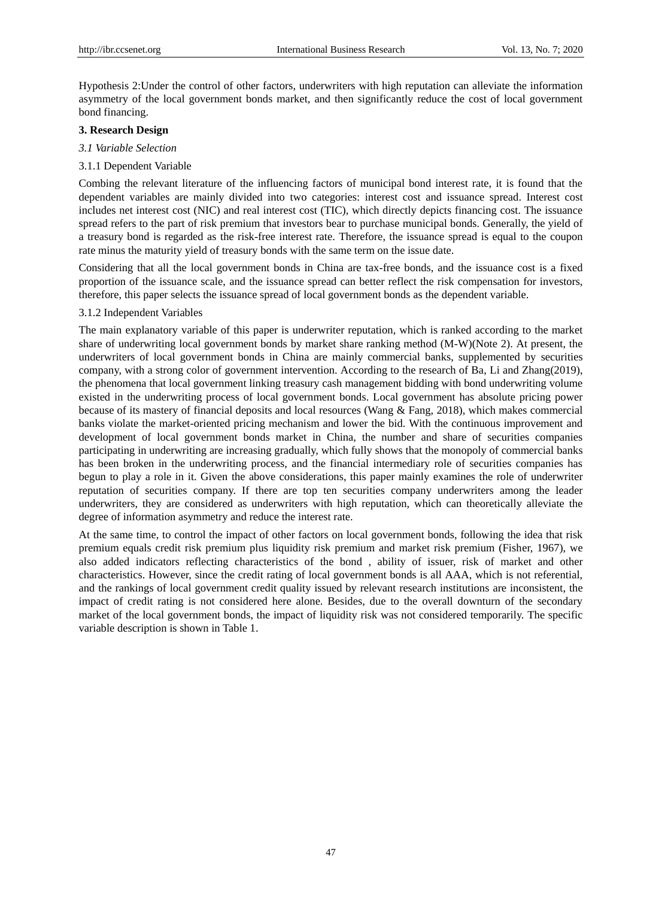Hypothesis 2:Under the control of other factors, underwriters with high reputation can alleviate the information asymmetry of the local government bonds market, and then significantly reduce the cost of local government bond financing.

## 3. Research Design

### *3.1 Variable Selection*

#### 3.1.1 Dependent Variable

Combing the relevant literature of the influencing factors of municipal bond interest rate, it is found that the dependent variables are mainly divided into two categories: interest cost and issuance spread. Interest cost includes net interest cost (NIC) and real interest cost (TIC), which directly depicts financing cost. The issuance spread refers to the part of risk premium that investors bear to purchase municipal bonds. Generally, the yield of a treasury bond is regarded as the risk-free interest rate. Therefore, the issuance spread is equal to the coupon rate minus the maturity yield of treasury bonds with the same term on the issue date.

Considering that all the local government bonds in China are tax-free bonds, and the issuance cost is a fixed proportion of the issuance scale, and the issuance spread can better reflect the risk compensation for investors, therefore, this paper selects the issuance spread of local government bonds as the dependent variable.

#### 3.1.2 Independent Variables

The main explanatory variable of this paper is underwriter reputation, which is ranked according to the market share of underwriting local government bonds by market share ranking method (M-W)(Note 2). At present, the underwriters of local government bonds in China are mainly commercial banks, supplemented by securities company, with a strong color of government intervention. According to the research of Ba, Li and Zhang(2019), the phenomena that local government linking treasury cash management bidding with bond underwriting volume existed in the underwriting process of local government bonds. Local government has absolute pricing power because of its mastery of financial deposits and local resources (Wang & Fang, 2018), which makes commercial banks violate the market-oriented pricing mechanism and lower the bid. With the continuous improvement and development of local government bonds market in China, the number and share of securities companies participating in underwriting are increasing gradually, which fully shows that the monopoly of commercial banks has been broken in the underwriting process, and the financial intermediary role of securities companies has begun to play a role in it. Given the above considerations, this paper mainly examines the role of underwriter reputation of securities company. If there are top ten securities company underwriters among the leader underwriters, they are considered as underwriters with high reputation, which can theoretically alleviate the degree of information asymmetry and reduce the interest rate.

At the same time, to control the impact of other factors on local government bonds, following the idea that risk premium equals credit risk premium plus liquidity risk premium and market risk premium (Fisher, 1967), we also added indicators reflecting characteristics of the bond , ability of issuer, risk of market and other characteristics. However, since the credit rating of local government bonds is all AAA, which is not referential, and the rankings of local government credit quality issued by relevant research institutions are inconsistent, the impact of credit rating is not considered here alone. Besides, due to the overall downturn of the secondary market of the local government bonds, the impact of liquidity risk was not considered temporarily. The specific variable description is shown in Table 1.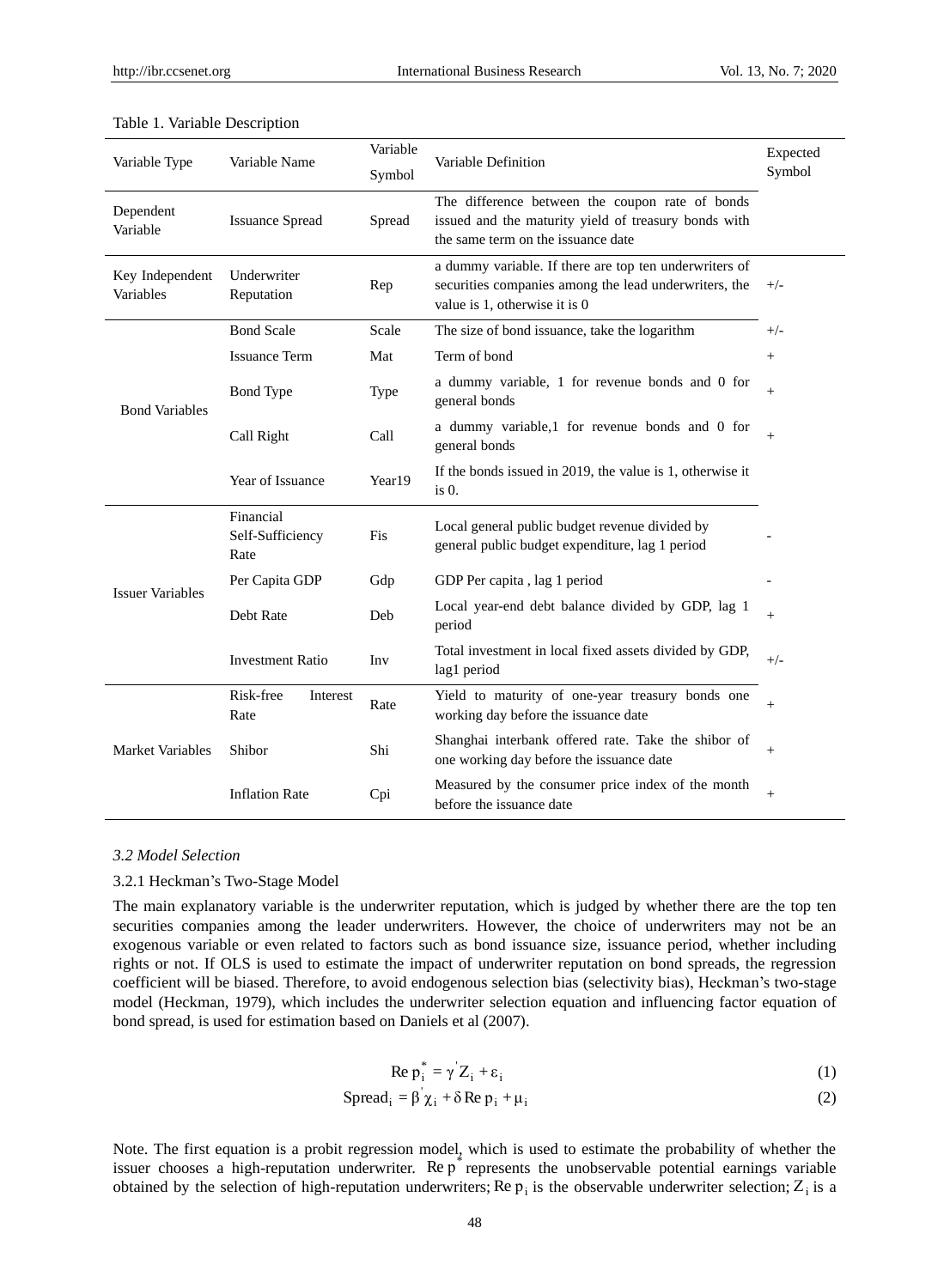Table 1. Variable Description

| Variable Type | Variable Name | Variable Symbol | Variable Definition | Expected Symbol |
|---|---|---|---|---|
| Dependent Variable | Issuance Spread | Spread | The difference between the coupon rate of bonds issued and the maturity yield of treasury bonds with the same term on the issuance date | |
| Key Independent Variables | Underwriter Reputation | Rep | a dummy variable. If there are top ten underwriters of securities companies among the lead underwriters, the value is 1, otherwise it is 0 | +/- |
| Bond Variables | Bond Scale | Scale | The size of bond issuance, take the logarithm | +/- |
| | Issuance Term | Mat | Term of bond | + |
| | Bond Type | Type | a dummy variable, 1 for revenue bonds and 0 for general bonds | + |
| | Call Right | Call | a dummy variable,1 for revenue bonds and 0 for general bonds | + |
| | Year of Issuance | Year19 | If the bonds issued in 2019, the value is 1, otherwise it is 0. | |
| Issuer Variables | Financial Self-Sufficiency Rate | Fis | Local general public budget revenue divided by general public budget expenditure, lag 1 period | - |
| | Per Capita GDP | Gdp | GDP Per capita , lag 1 period | - |
| | Debt Rate | Deb | Local year-end debt balance divided by GDP, lag 1 period | + |
| | Investment Ratio | Inv | Total investment in local fixed assets divided by GDP, lag1 period | +/- |
| Market Variables | Risk-free Interest Rate | Rate | Yield to maturity of one-year treasury bonds one working day before the issuance date | + |
| | Shibor | Shi | Shanghai interbank offered rate. Take the shibor of one working day before the issuance date | + |
| | Inflation Rate | Cpi | Measured by the consumer price index of the month before the issuance date | + |

### *3.2 Model Selection*

#### 3.2.1 Heckman's Two-Stage Model

The main explanatory variable is the underwriter reputation, which is judged by whether there are the top ten securities companies among the leader underwriters. However, the choice of underwriters may not be an exogenous variable or even related to factors such as bond issuance size, issuance period, whether including rights or not. If OLS is used to estimate the impact of underwriter reputation on bond spreads, the regression coefficient will be biased. Therefore, to avoid endogenous selection bias (selectivity bias), Heckman's two-stage model (Heckman, 1979), which includes the underwriter selection equation and influencing factor equation of bond spread, is used for estimation based on Daniels et al (2007).

$$Rep_i^* = \gamma' Z_i + \varepsilon_i \tag{1}$$

$$Spread_i = \beta' \chi_i + \delta Rep_i + \mu_i \tag{2}$$

Note. The first equation is a probit regression model, which is used to estimate the probability of whether the issuer chooses a high-reputation underwriter. $Rep^*$ represents the unobservable potential earnings variable obtained by the selection of high-reputation underwriters; $Rep_i$ is the observable underwriter selection; $Z_i$ is a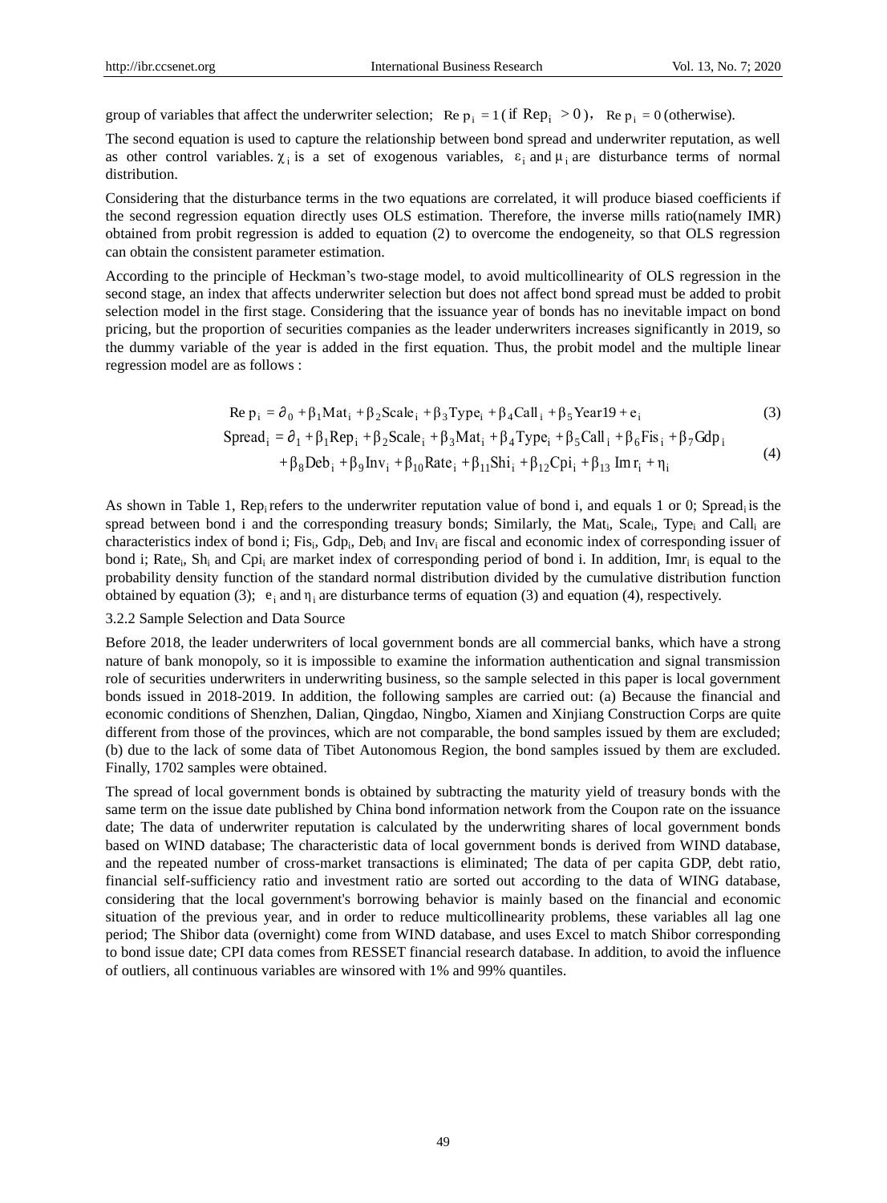group of variables that affect the underwriter selection; $Rep_i = 1$ (if $Rep_i > 0$), $Rep_i = 0$ (otherwise).

The second equation is used to capture the relationship between bond spread and underwriter reputation, as well as other control variables. $\chi_i$ is a set of exogenous variables, $\varepsilon_i$ and $\mu_i$ are disturbance terms of normal distribution.

Considering that the disturbance terms in the two equations are correlated, it will produce biased coefficients if the second regression equation directly uses OLS estimation. Therefore, the inverse mills ratio(namely IMR) obtained from probit regression is added to equation (2) to overcome the endogeneity, so that OLS regression can obtain the consistent parameter estimation.

According to the principle of Heckman's two-stage model, to avoid multicollinearity of OLS regression in the second stage, an index that affects underwriter selection but does not affect bond spread must be added to probit selection model in the first stage. Considering that the issuance year of bonds has no inevitable impact on bond pricing, but the proportion of securities companies as the leader underwriters increases significantly in 2019, so the dummy variable of the year is added in the first equation. Thus, the probit model and the multiple linear regression model are as follows :

$$Rep_i = \partial_0 + \beta_1 Mat_i + \beta_2 Scale_i + \beta_3 Type_i + \beta_4 Call_i + \beta_5 Year19 + e_i \tag{3}$$

$$\begin{aligned} Spread_i = \partial_1 + \beta_1 Rep_i + \beta_2 Scale_i + \beta_3 Mat_i + \beta_4 Type_i + \beta_5 Call_i + \beta_6 Fis_i + \beta_7 Gdp_i \\ + \beta_8 Deb_i + \beta_9 Inv_i + \beta_{10} Rate_i + \beta_{11} Shi_i + \beta_{12} Cpi_i + \beta_{13} Imr_i + \eta_i \end{aligned} \tag{4}$$

As shown in Table 1, $Rep_i$ refers to the underwriter reputation value of bond i, and equals 1 or 0; $Spread_i$ is the spread between bond i and the corresponding treasury bonds; Similarly, the $Mat_i$, $Scale_i$, $Type_i$ and $Call_i$ are characteristics index of bond i; $Fis_i$, $Gdp_i$, $Deb_i$ and $Inv_i$ are fiscal and economic index of corresponding issuer of bond i; $Rate_i$, $Sh_i$ and $Cpi_i$ are market index of corresponding period of bond i. In addition, $Imr_i$ is equal to the probability density function of the standard normal distribution divided by the cumulative distribution function obtained by equation (3); $e_i$ and $\eta_i$ are disturbance terms of equation (3) and equation (4), respectively.

3.2.2 Sample Selection and Data Source

Before 2018, the leader underwriters of local government bonds are all commercial banks, which have a strong nature of bank monopoly, so it is impossible to examine the information authentication and signal transmission role of securities underwriters in underwriting business, so the sample selected in this paper is local government bonds issued in 2018-2019. In addition, the following samples are carried out: (a) Because the financial and economic conditions of Shenzhen, Dalian, Qingdao, Ningbo, Xiamen and Xinjiang Construction Corps are quite different from those of the provinces, which are not comparable, the bond samples issued by them are excluded; (b) due to the lack of some data of Tibet Autonomous Region, the bond samples issued by them are excluded. Finally, 1702 samples were obtained.

The spread of local government bonds is obtained by subtracting the maturity yield of treasury bonds with the same term on the issue date published by China bond information network from the Coupon rate on the issuance date; The data of underwriter reputation is calculated by the underwriting shares of local government bonds based on WIND database; The characteristic data of local government bonds is derived from WIND database, and the repeated number of cross-market transactions are eliminated; The data of per capita GDP, debt ratio, financial self-sufficiency ratio and investment ratio are sorted out according to the data of WING database, considering that the local government's borrowing behavior is mainly based on the financial and economic situation of the previous year, and in order to reduce multicollinearity problems, these variables all lag one period; The Shibor data (overnight) come from WIND database, and uses Excel to match Shibor corresponding to bond issue date; CPI data comes from RESSET financial research database. In addition, to avoid the influence of outliers, all continuous variables are winsored with 1% and 99% quantiles.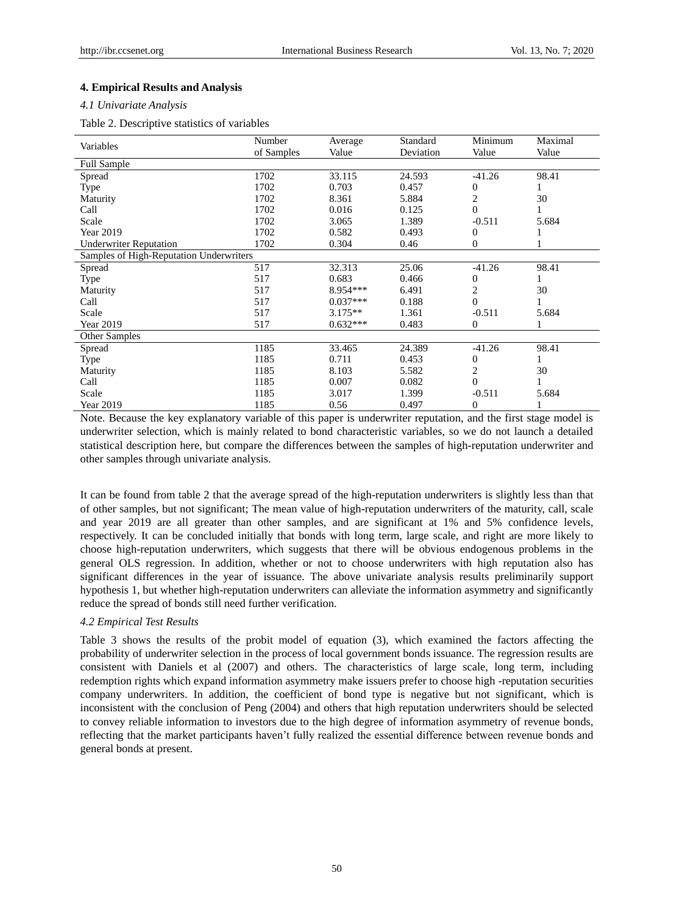## 4. Empirical Results and Analysis

### *4.1 Univariate Analysis*

Table 2. Descriptive statistics of variables

| Variables | Number of Samples | Average Value | Standard Deviation | Minimum Value | Maximal Value |
|---|---|---|---|---|---|
| Full Sample | | | | | |
| Spread | 1702 | 33.115 | 24.593 | -41.26 | 98.41 |
| Type | 1702 | 0.703 | 0.457 | 0 | 1 |
| Maturity | 1702 | 8.361 | 5.884 | 2 | 30 |
| Call | 1702 | 0.016 | 0.125 | 0 | 1 |
| Scale | 1702 | 3.065 | 1.389 | -0.511 | 5.684 |
| Year 2019 | 1702 | 0.582 | 0.493 | 0 | 1 |
| Underwriter Reputation | 1702 | 0.304 | 0.46 | 0 | 1 |
| Samples of High-Reputation Underwriters | | | | | |
| Spread | 517 | 32.313 | 25.06 | -41.26 | 98.41 |
| Type | 517 | 0.683 | 0.466 | 0 | 1 |
| Maturity | 517 | 8.954*** | 6.491 | 2 | 30 |
| Call | 517 | 0.037*** | 0.188 | 0 | 1 |
| Scale | 517 | 3.175** | 1.361 | -0.511 | 5.684 |
| Year 2019 | 517 | 0.632*** | 0.483 | 0 | 1 |
| Other Samples | | | | | |
| Spread | 1185 | 33.465 | 24.389 | -41.26 | 98.41 |
| Type | 1185 | 0.711 | 0.453 | 0 | 1 |
| Maturity | 1185 | 8.103 | 5.582 | 2 | 30 |
| Call | 1185 | 0.007 | 0.082 | 0 | 1 |
| Scale | 1185 | 3.017 | 1.399 | -0.511 | 5.684 |
| Year 2019 | 1185 | 0.56 | 0.497 | 0 | 1 |

Note. Because the key explanatory variable of this paper is underwriter reputation, and the first stage model is underwriter selection, which is mainly related to bond characteristic variables, so we do not launch a detailed statistical description here, but compare the differences between the samples of high-reputation underwriter and other samples through univariate analysis.

It can be found from table 2 that the average spread of the high-reputation underwriters is slightly less than that of other samples, but not significant; The mean value of high-reputation underwriters of the maturity, call, scale and year 2019 are all greater than other samples, and are significant at 1% and 5% confidence levels, respectively. It can be concluded initially that bonds with long term, large scale, and right are more likely to choose high-reputation underwriters, which suggests that there will be obvious endogenous problems in the general OLS regression. In addition, whether or not to choose underwriters with high reputation also has significant differences in the year of issuance. The above univariate analysis results preliminarily support hypothesis 1, but whether high-reputation underwriters can alleviate the information asymmetry and significantly reduce the spread of bonds still need further verification.

### *4.2 Empirical Test Results*

Table 3 shows the results of the probit model of equation (3), which examined the factors affecting the probability of underwriter selection in the process of local government bonds issuance. The regression results are consistent with Daniels et al (2007) and others. The characteristics of large scale, long term, including redemption rights which expand information asymmetry make issuers prefer to choose high -reputation securities company underwriters. In addition, the coefficient of bond type is negative but not significant, which is inconsistent with the conclusion of Peng (2004) and others that high reputation underwriters should be selected to convey reliable information to investors due to the high degree of information asymmetry of revenue bonds, reflecting that the market participants haven't fully realized the essential difference between revenue bonds and general bonds at present.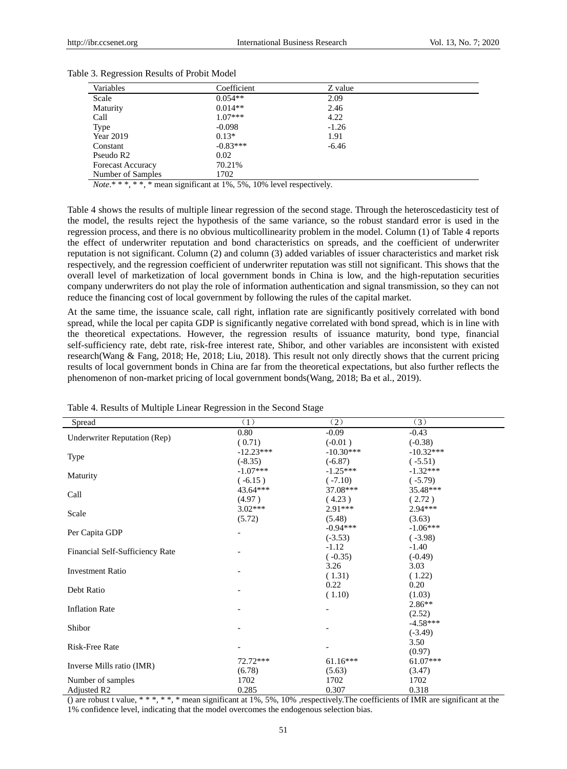Table 3. Regression Results of Probit Model

| Variables | Coefficient | Z value |
|---|---|---|
| Scale | 0.054** | 2.09 |
| Maturity | 0.014** | 2.46 |
| Call | 1.07*** | 4.22 |
| Type | -0.098 | -1.26 |
| Year 2019 | 0.13* | 1.91 |
| Constant | -0.83*** | -6.46 |
| Pseudo R2 | 0.02 | |
| Forecast Accuracy | 70.21% | |
| Number of Samples | 1702 | |

*Note*.* * *, * *, * mean significant at 1%, 5%, 10% level respectively.

Table 4 shows the results of multiple linear regression of the second stage. Through the heteroscedasticity test of the model, the results reject the hypothesis of the same variance, so the robust standard error is used in the regression process, and there is no obvious multicollinearity problem in the model. Column (1) of Table 4 reports the effect of underwriter reputation and bond characteristics on spreads, and the coefficient of underwriter reputation is not significant. Column (2) and column (3) added variables of issuer characteristics and market risk respectively, and the regression coefficient of underwriter reputation was still not significant. This shows that the overall level of marketization of local government bonds in China is low, and the high-reputation securities company underwriters do not play the role of information authentication and signal transmission, so they can not reduce the financing cost of local government by following the rules of the capital market.

At the same time, the issuance scale, call right, inflation rate are significantly positively correlated with bond spread, while the local per capita GDP is significantly negative correlated with bond spread, which is in line with the theoretical expectations. However, the regression results of issuance maturity, bond type, financial self-sufficiency rate, debt rate, risk-free interest rate, Shibor, and other variables are inconsistent with existed research(Wang & Fang, 2018; He, 2018; Liu, 2018). This result not only directly shows that the current pricing results of local government bonds in China are far from the theoretical expectations, but also further reflects the phenomenon of non-market pricing of local government bonds(Wang, 2018; Ba et al., 2019).

Table 4. Results of Multiple Linear Regression in the Second Stage

| Spread | (1) | (2) | (3) |
|---|---|---|---|
| Underwriter Reputation (Rep) | 0.80 | -0.09 | -0.43 |
| | ( 0.71) | (-0.01 ) | (-0.38) |
| Type | -12.23*** | -10.30*** | -10.32*** |
| | (-8.35) | (-6.87) | ( -5.51) |
| Maturity | -1.07*** | -1.25*** | -1.32*** |
| | ( -6.15 ) | ( -7.10) | ( -5.79) |
| Call | 43.64*** | 37.08*** | 35.48*** |
| | (4.97 ) | ( 4.23 ) | ( 2.72 ) |
| Scale | 3.02*** | 2.91*** | 2.94*** |
| | (5.72) | (5.48) | (3.63) |
| Per Capita GDP | - | -0.94*** | -1.06*** |
| | | (-3.53) | ( -3.98) |
| Financial Self-Sufficiency Rate | - | -1.12 | -1.40 |
| | | ( -0.35) | (-0.49) |
| Investment Ratio | - | 3.26 | 3.03 |
| | | ( 1.31) | ( 1.22) |
| Debt Ratio | - | 0.22 | 0.20 |
| | | ( 1.10) | (1.03) |
| Inflation Rate | - | - | 2.86** |
| | | | (2.52) |
| Shibor | - | - | -4.58*** |
| | | | (-3.49) |
| Risk-Free Rate | - | - | 3.50 |
| | | | (0.97) |
| Inverse Mills ratio (IMR) | 72.72*** | 61.16*** | 61.07*** |
| | (6.78) | (5.63) | (3.47) |
| Number of samples | 1702 | 1702 | 1702 |
| Adjusted R2 | 0.285 | 0.307 | 0.318 |

() are robust t value, * * *, * *, * mean significant at 1%, 5%, 10% ,respectively.The coefficients of IMR are significant at the 1% confidence level, indicating that the model overcomes the endogenous selection bias.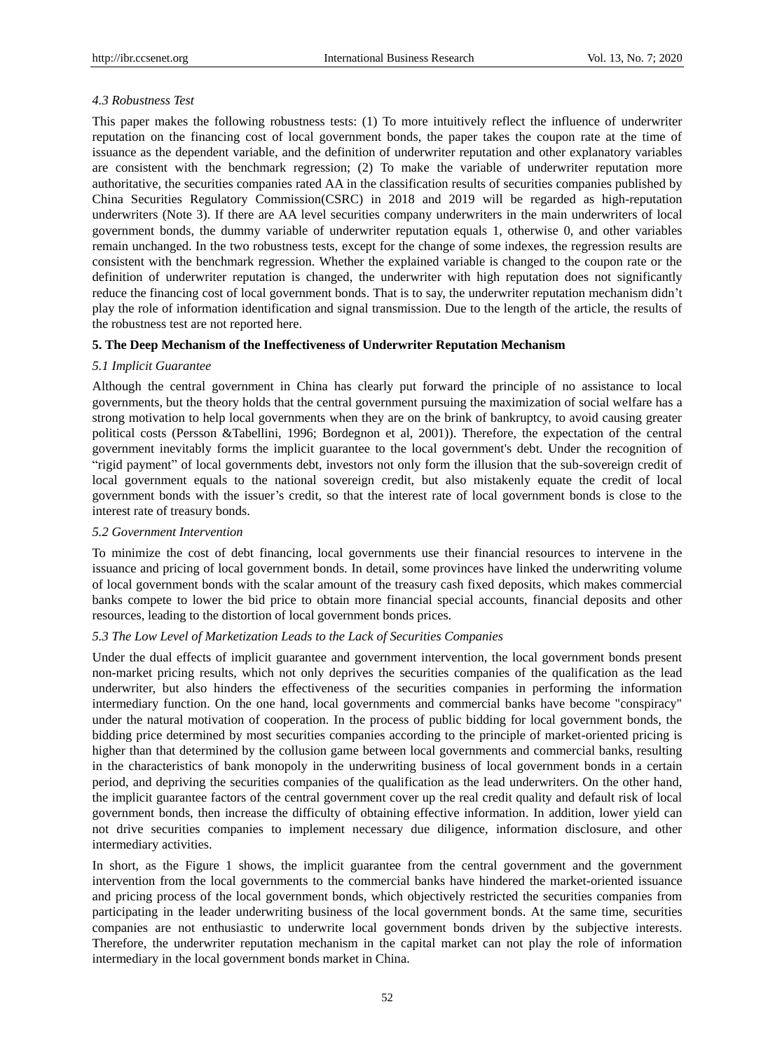### *4.3 Robustness Test*

This paper makes the following robustness tests: (1) To more intuitively reflect the influence of underwriter reputation on the financing cost of local government bonds, the paper takes the coupon rate at the time of issuance as the dependent variable, and the definition of underwriter reputation and other explanatory variables are consistent with the benchmark regression; (2) To make the variable of underwriter reputation more authoritative, the securities companies rated AA in the classification results of securities companies published by China Securities Regulatory Commission(CSRC) in 2018 and 2019 will be regarded as high-reputation underwriters (Note 3). If there are AA level securities company underwriters in the main underwriters of local government bonds, the dummy variable of underwriter reputation equals 1, otherwise 0, and other variables remain unchanged. In the two robustness tests, except for the change of some indexes, the regression results are consistent with the benchmark regression. Whether the explained variable is changed to the coupon rate or the definition of underwriter reputation is changed, the underwriter with high reputation does not significantly reduce the financing cost of local government bonds. That is to say, the underwriter reputation mechanism didn't play the role of information identification and signal transmission. Due to the length of the article, the results of the robustness test are not reported here.

## **5. The Deep Mechanism of the Ineffectiveness of Underwriter Reputation Mechanism**

### *5.1 Implicit Guarantee*

Although the central government in China has clearly put forward the principle of no assistance to local governments, but the theory holds that the central government pursuing the maximization of social welfare has a strong motivation to help local governments when they are on the brink of bankruptcy, to avoid causing greater political costs (Persson &Tabellini, 1996; Bordegnon et al, 2001)). Therefore, the expectation of the central government inevitably forms the implicit guarantee to the local government's debt. Under the recognition of "rigid payment" of local governments debt, investors not only form the illusion that the sub-sovereign credit of local government equals to the national sovereign credit, but also mistakenly equate the credit of local government bonds with the issuer's credit, so that the interest rate of local government bonds is close to the interest rate of treasury bonds.

### *5.2 Government Intervention*

To minimize the cost of debt financing, local governments use their financial resources to intervene in the issuance and pricing of local government bonds. In detail, some provinces have linked the underwriting volume of local government bonds with the scalar amount of the treasury cash fixed deposits, which makes commercial banks compete to lower the bid price to obtain more financial special accounts, financial deposits and other resources, leading to the distortion of local government bonds prices.

### *5.3 The Low Level of Marketization Leads to the Lack of Securities Companies*

Under the dual effects of implicit guarantee and government intervention, the local government bonds present non-market pricing results, which not only deprives the securities companies of the qualification as the lead underwriter, but also hinders the effectiveness of the securities companies in performing the information intermediary function. On the one hand, local governments and commercial banks have become "conspiracy" under the natural motivation of cooperation. In the process of public bidding for local government bonds, the bidding price determined by most securities companies according to the principle of market-oriented pricing is higher than that determined by the collusion game between local governments and commercial banks, resulting in the characteristics of bank monopoly in the underwriting business of local government bonds in a certain period, and depriving the securities companies of the qualification as the lead underwriters. On the other hand, the implicit guarantee factors of the central government cover up the real credit quality and default risk of local government bonds, then increase the difficulty of obtaining effective information. In addition, lower yield can not drive securities companies to implement necessary due diligence, information disclosure, and other intermediary activities.

In short, as the Figure 1 shows, the implicit guarantee from the central government and the government intervention from the local governments to the commercial banks have hindered the market-oriented issuance and pricing process of the local government bonds, which objectively restricted the securities companies from participating in the leader underwriting business of the local government bonds. At the same time, securities companies are not enthusiastic to underwrite local government bonds driven by the subjective interests. Therefore, the underwriter reputation mechanism in the capital market can not play the role of information intermediary in the local government bonds market in China.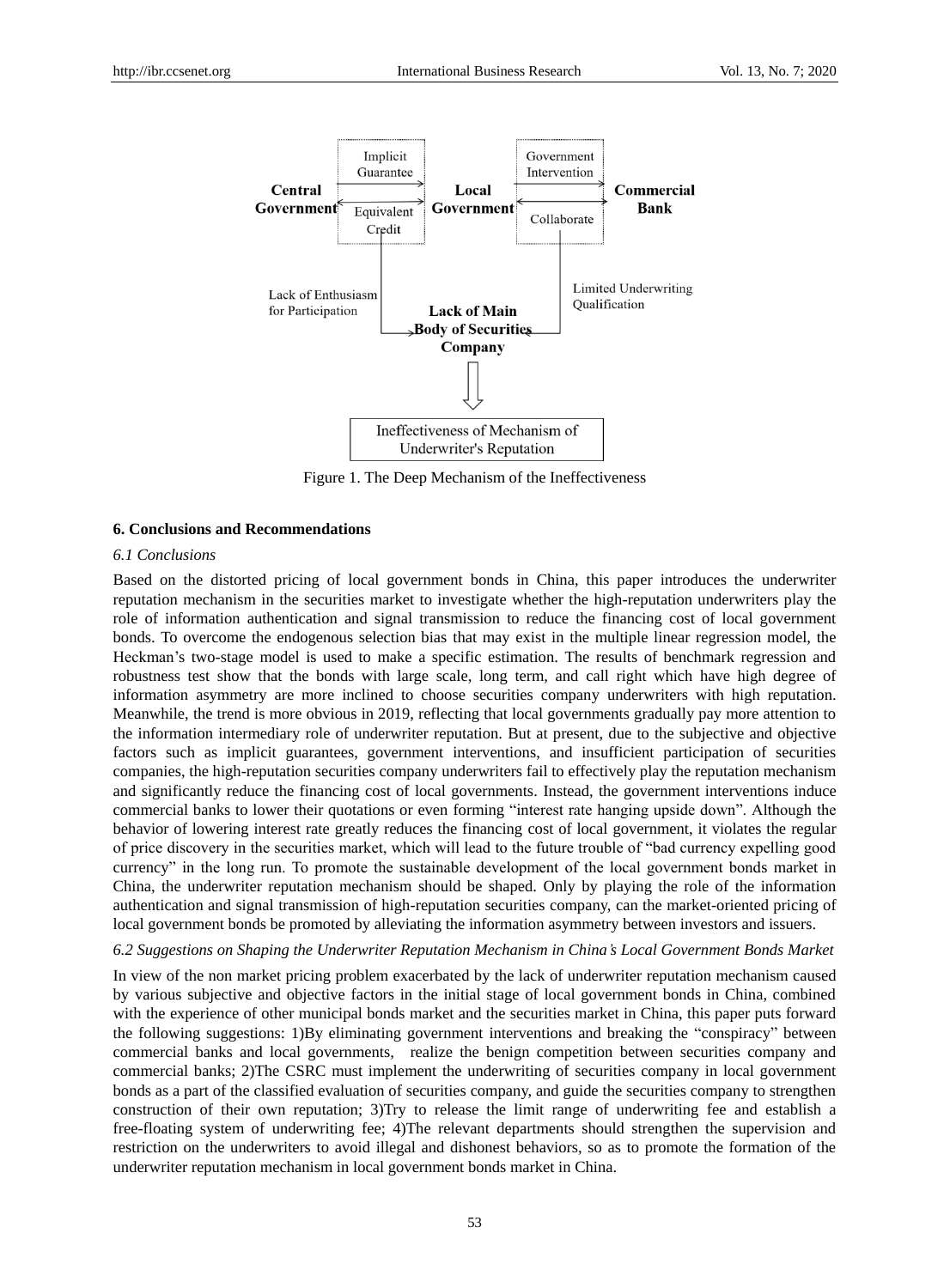Figure 1. The Deep Mechanism of the Ineffectiveness

## 6. Conclusions and Recommendations

### *6.1 Conclusions*

Based on the distorted pricing of local government bonds in China, this paper introduces the underwriter reputation mechanism in the securities market to investigate whether the high-reputation underwriters play the role of information authentication and signal transmission to reduce the financing cost of local government bonds. To overcome the endogenous selection bias that may exist in the multiple linear regression model, the Heckman's two-stage model is used to make a specific estimation. The results of benchmark regression and robustness test show that the bonds with large scale, long term, and call right which have high degree of information asymmetry are more inclined to choose securities company underwriters with high reputation. Meanwhile, the trend is more obvious in 2019, reflecting that local governments gradually pay more attention to the information intermediary role of underwriter reputation. But at present, due to the subjective and objective factors such as implicit guarantees, government interventions, and insufficient participation of securities companies, the high-reputation securities company underwriters fail to effectively play the reputation mechanism and significantly reduce the financing cost of local governments. Instead, the government interventions induce commercial banks to lower their quotations or even forming "interest rate hanging upside down". Although the behavior of lowering interest rate greatly reduces the financing cost of local government, it violates the regular of price discovery in the securities market, which will lead to the future trouble of "bad currency expelling good currency" in the long run. To promote the sustainable development of the local government bonds market in China, the underwriter reputation mechanism should be shaped. Only by playing the role of the information authentication and signal transmission of high-reputation securities company, can the market-oriented pricing of local government bonds be promoted by alleviating the information asymmetry between investors and issuers.

### *6.2 Suggestions on Shaping the Underwriter Reputation Mechanism in China's Local Government Bonds Market*

In view of the non market pricing problem exacerbated by the lack of underwriter reputation mechanism caused by various subjective and objective factors in the initial stage of local government bonds in China, combined with the experience of other municipal bonds market and the securities market in China, this paper puts forward the following suggestions: 1)By eliminating government interventions and breaking the "conspiracy" between commercial banks and local governments, realize the benign competition between securities company and commercial banks; 2)The CSRC must implement the underwriting of securities company in local government bonds as a part of the classified evaluation of securities company, and guide the securities company to strengthen construction of their own reputation; 3)Try to release the limit range of underwriting fee and establish a free-floating system of underwriting fee; 4)The relevant departments should strengthen the supervision and restriction on the underwriters to avoid illegal and dishonest behaviors, so as to promote the formation of the underwriter reputation mechanism in local government bonds market in China.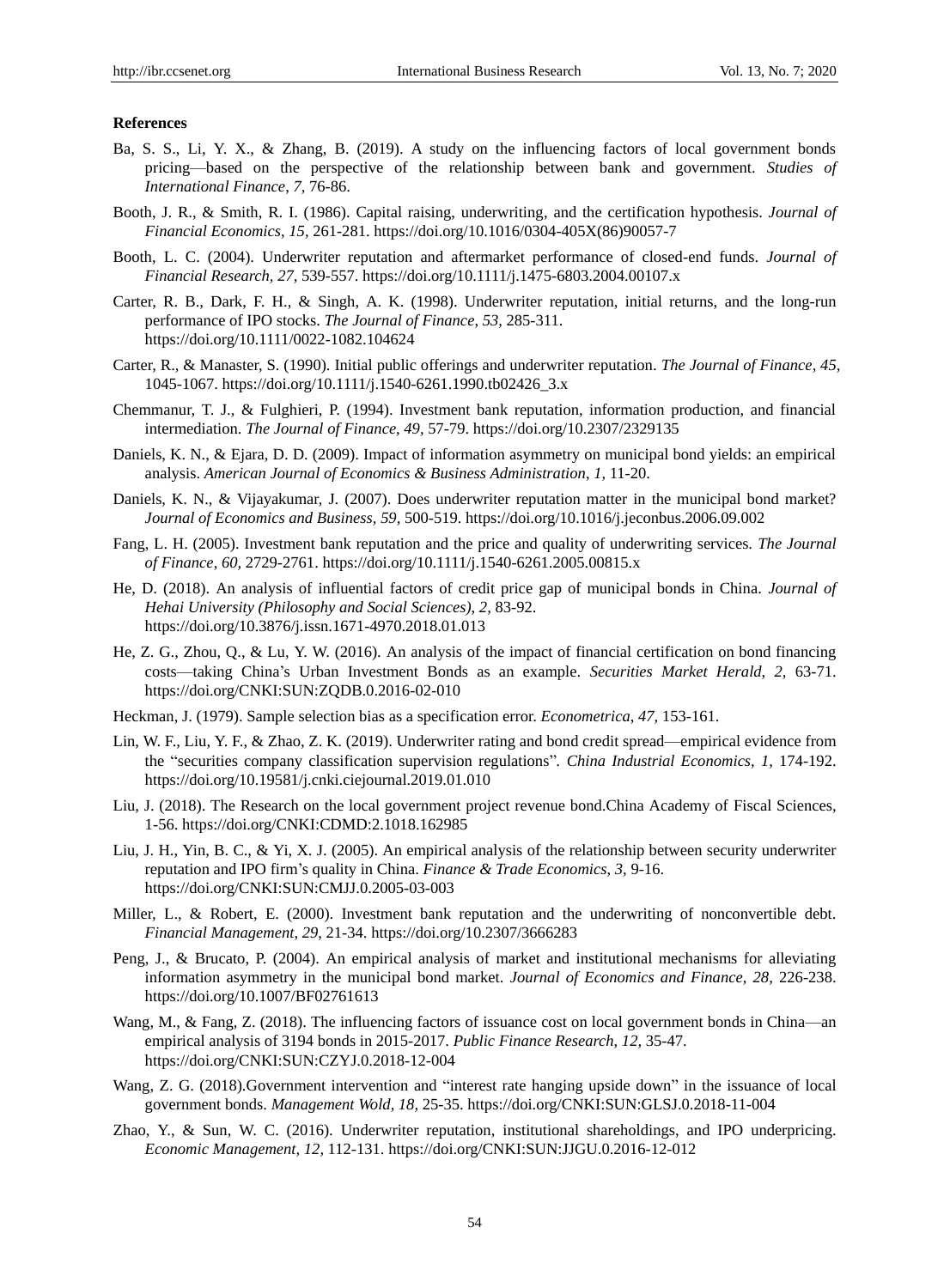**References**

Ba, S. S., Li, Y. X., & Zhang, B. (2019). A study on the influencing factors of local government bonds pricing—based on the perspective of the relationship between bank and government. *Studies of International Finance*, *7,* 76-86.

Booth, J. R., & Smith, R. I. (1986). Capital raising, underwriting, and the certification hypothesis. *Journal of Financial Economics*, *15,* 261-281. https://doi.org/10.1016/0304-405X(86)90057-7

Booth, L. C. (2004). Underwriter reputation and aftermarket performance of closed-end funds. *Journal of Financial Research, 27,* 539-557. https://doi.org/10.1111/j.1475-6803.2004.00107.x

Carter, R. B., Dark, F. H., & Singh, A. K. (1998). Underwriter reputation, initial returns, and the long-run performance of IPO stocks. *The Journal of Finance*, *53,* 285-311. https://doi.org/10.1111/0022-1082.104624

Carter, R., & Manaster, S. (1990). Initial public offerings and underwriter reputation. *The Journal of Finance, 45,* 1045-1067. https://doi.org/10.1111/j.1540-6261.1990.tb02426_3.x

Chemmanur, T. J., & Fulghieri, P. (1994). Investment bank reputation, information production, and financial intermediation. *The Journal of Finance*, *49,* 57-79. https://doi.org/10.2307/2329135

Daniels, K. N., & Ejara, D. D. (2009). Impact of information asymmetry on municipal bond yields: an empirical analysis. *American Journal of Economics & Business Administration*, *1,* 11-20.

Daniels, K. N., & Vijayakumar, J. (2007). Does underwriter reputation matter in the municipal bond market? *Journal of Economics and Business, 59,* 500-519. https://doi.org/10.1016/j.jeconbus.2006.09.002

Fang, L. H. (2005). Investment bank reputation and the price and quality of underwriting services. *The Journal of Finance*, *60,* 2729-2761. https://doi.org/10.1111/j.1540-6261.2005.00815.x

He, D. (2018). An analysis of influential factors of credit price gap of municipal bonds in China. *Journal of Hehai University (Philosophy and Social Sciences)*, *2,* 83-92. https://doi.org/10.3876/j.issn.1671-4970.2018.01.013

He, Z. G., Zhou, Q., & Lu, Y. W. (2016). An analysis of the impact of financial certification on bond financing costs—taking China's Urban Investment Bonds as an example. *Securities Market Herald*, *2,* 63-71. https://doi.org/CNKI:SUN:ZQDB.0.2016-02-010

Heckman, J. (1979). Sample selection bias as a specification error. *Econometrica*, *47,* 153-161.

Lin, W. F., Liu, Y. F., & Zhao, Z. K. (2019). Underwriter rating and bond credit spread—empirical evidence from the "securities company classification supervision regulations". *China Industrial Economics*, *1,* 174-192. https://doi.org/10.19581/j.cnki.ciejournal.2019.01.010

Liu, J. (2018). The Research on the local government project revenue bond.China Academy of Fiscal Sciences, 1-56. https://doi.org/CNKI:CDMD:2.1018.162985

Liu, J. H., Yin, B. C., & Yi, X. J. (2005). An empirical analysis of the relationship between security underwriter reputation and IPO firm's quality in China. *Finance & Trade Economics, 3,* 9-16. https://doi.org/CNKI:SUN:CMJJ.0.2005-03-003

Miller, L., & Robert, E. (2000). Investment bank reputation and the underwriting of nonconvertible debt. *Financial Management, 29,* 21-34. https://doi.org/10.2307/3666283

Peng, J., & Brucato, P. (2004). An empirical analysis of market and institutional mechanisms for alleviating information asymmetry in the municipal bond market. *Journal of Economics and Finance*, *28,* 226-238. https://doi.org/10.1007/BF02761613

Wang, M., & Fang, Z. (2018). The influencing factors of issuance cost on local government bonds in China—an empirical analysis of 3194 bonds in 2015-2017. *Public Finance Research*, *12,* 35-47. https://doi.org/CNKI:SUN:CZYJ.0.2018-12-004

Wang, Z. G. (2018).Government intervention and "interest rate hanging upside down" in the issuance of local government bonds. *Management Wold*, *18,* 25-35. https://doi.org/CNKI:SUN:GLSJ.0.2018-11-004

Zhao, Y., & Sun, W. C. (2016). Underwriter reputation, institutional shareholdings, and IPO underpricing. *Economic Management*, *12,* 112-131. https://doi.org/CNKI:SUN:JJGU.0.2016-12-012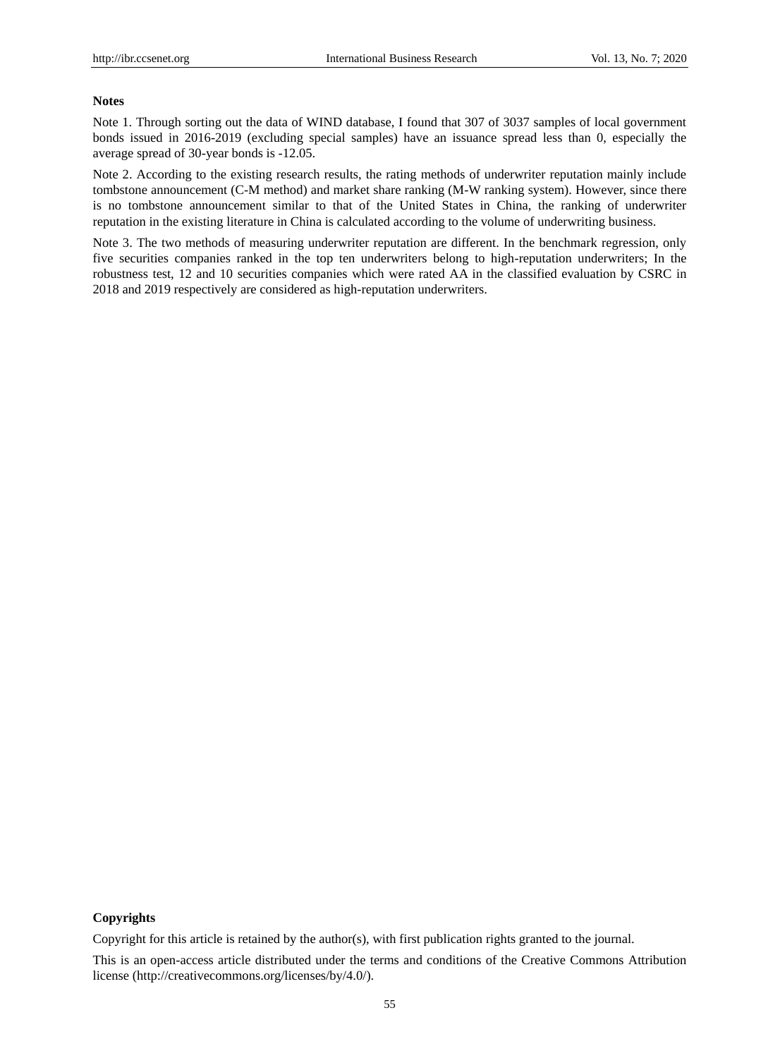**Notes**

Note 1. Through sorting out the data of WIND database, I found that 307 of 3037 samples of local government bonds issued in 2016-2019 (excluding special samples) have an issuance spread less than 0, especially the average spread of 30-year bonds is -12.05.

Note 2. According to the existing research results, the rating methods of underwriter reputation mainly include tombstone announcement (C-M method) and market share ranking (M-W ranking system). However, since there is no tombstone announcement similar to that of the United States in China, the ranking of underwriter reputation in the existing literature in China is calculated according to the volume of underwriting business.

Note 3. The two methods of measuring underwriter reputation are different. In the benchmark regression, only five securities companies ranked in the top ten underwriters belong to high-reputation underwriters; In the robustness test, 12 and 10 securities companies which were rated AA in the classified evaluation by CSRC in 2018 and 2019 respectively are considered as high-reputation underwriters.

**Copyrights**

Copyright for this article is retained by the author(s), with first publication rights granted to the journal.

This is an open-access article distributed under the terms and conditions of the Creative Commons Attribution license (http://creativecommons.org/licenses/by/4.0/).